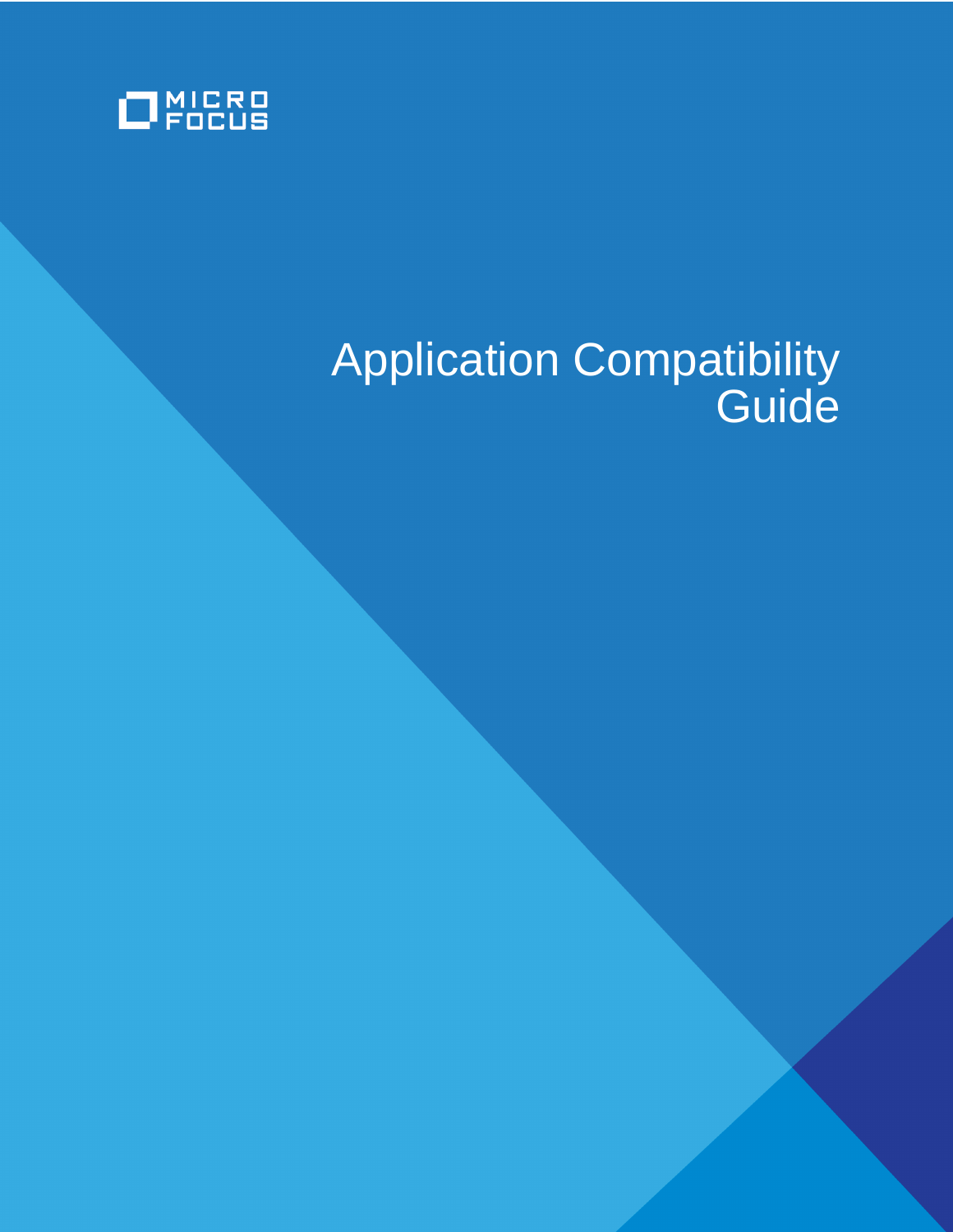MICRO FOCUS

# Application Compatibility Guide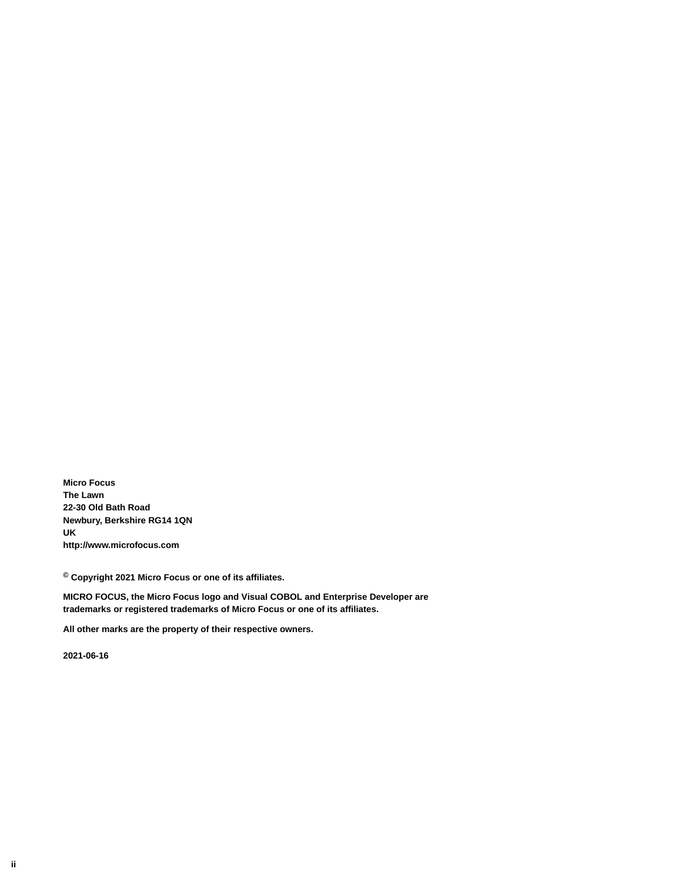**Micro Focus**
**The Lawn**
**22-30 Old Bath Road**
**Newbury, Berkshire RG14 1QN**
**UK**
**http://www.microfocus.com**

**© Copyright 2021 Micro Focus or one of its affiliates.**

**MICRO FOCUS, the Micro Focus logo and Visual COBOL and Enterprise Developer are trademarks or registered trademarks of Micro Focus or one of its affiliates.**

**All other marks are the property of their respective owners.**

**2021-06-16**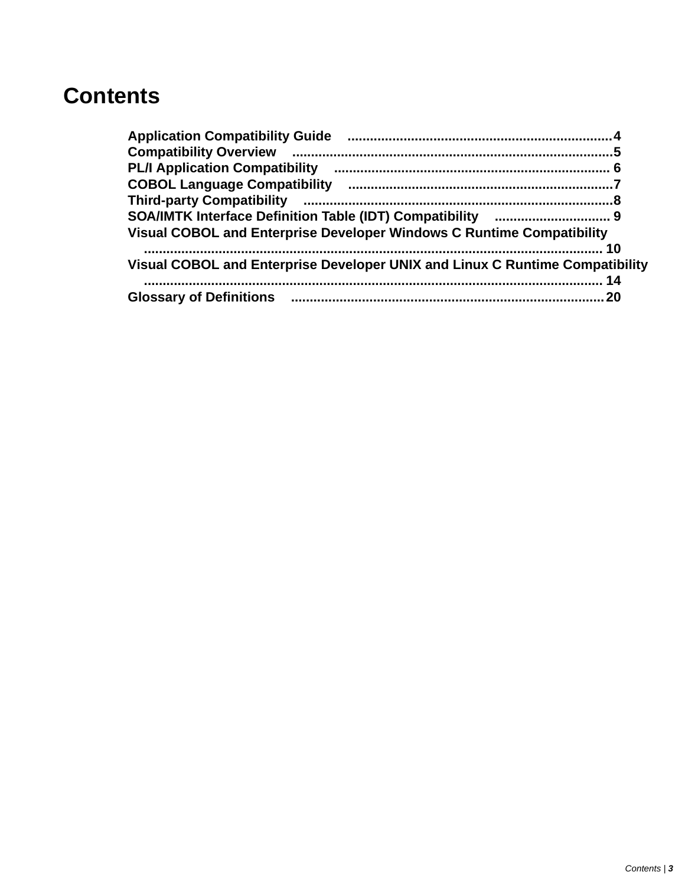# Contents

**Application Compatibility Guide** .......................................................................4
**Compatibility Overview** ......................................................................................5
**PL/I Application Compatibility** ........................................................................ 6
**COBOL Language Compatibility** .......................................................................7
**Third-party Compatibility** ...................................................................................8
**SOA/IMTK Interface Definition Table (IDT) Compatibility** ............................... 9
**Visual COBOL and Enterprise Developer Windows C Runtime Compatibility** ........................................................................................................................ 10
**Visual COBOL and Enterprise Developer UNIX and Linux C Runtime Compatibility** ........................................................................................................................ 14
**Glossary of Definitions** ....................................................................................20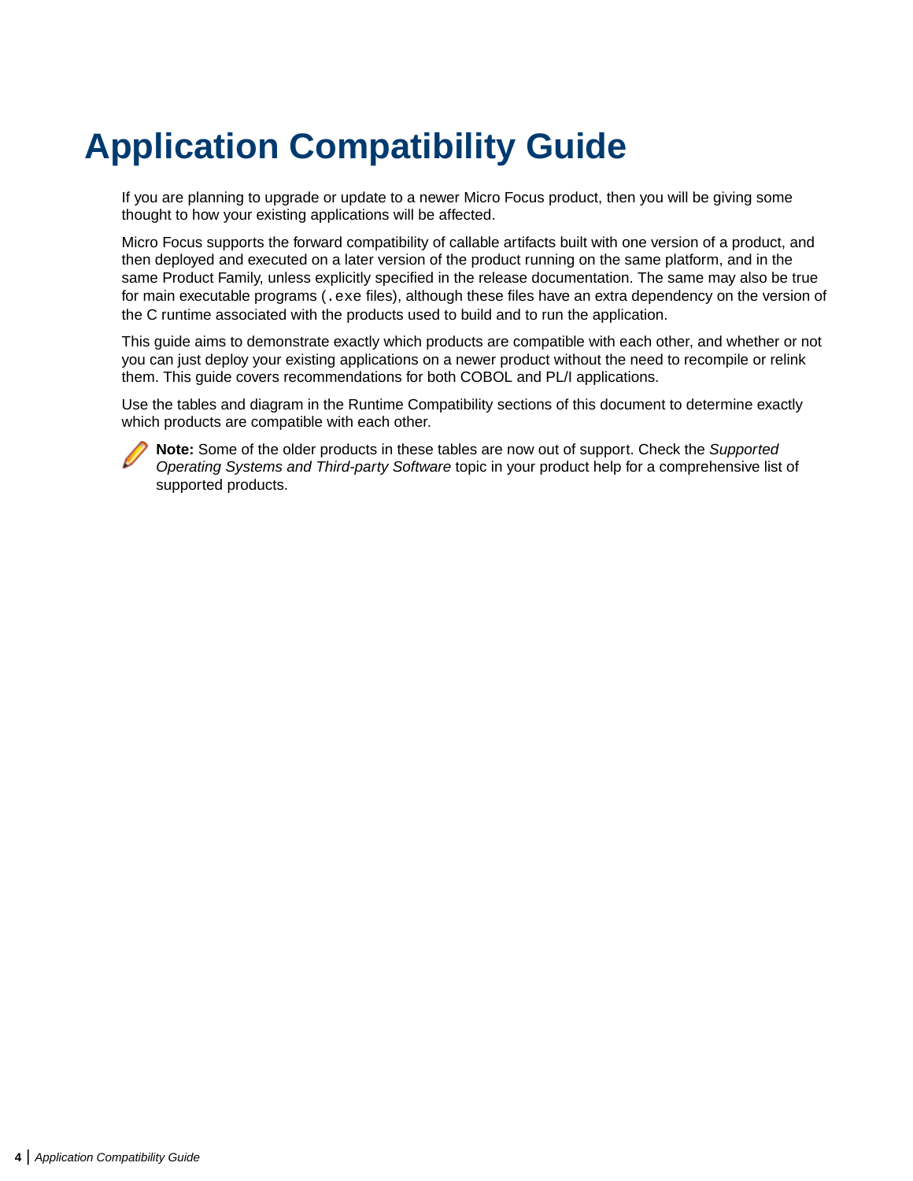# Application Compatibility Guide

If you are planning to upgrade or update to a newer Micro Focus product, then you will be giving some thought to how your existing applications will be affected.

Micro Focus supports the forward compatibility of callable artifacts built with one version of a product, and then deployed and executed on a later version of the product running on the same platform, and in the same Product Family, unless explicitly specified in the release documentation. The same may also be true for main executable programs (`.exe` files), although these files have an extra dependency on the version of the C runtime associated with the products used to build and to run the application.

This guide aims to demonstrate exactly which products are compatible with each other, and whether or not you can just deploy your existing applications on a newer product without the need to recompile or relink them. This guide covers recommendations for both COBOL and PL/I applications.

Use the tables and diagram in the Runtime Compatibility sections of this document to determine exactly which products are compatible with each other.

**Note:** Some of the older products in these tables are now out of support. Check the *Supported Operating Systems and Third-party Software* topic in your product help for a comprehensive list of supported products.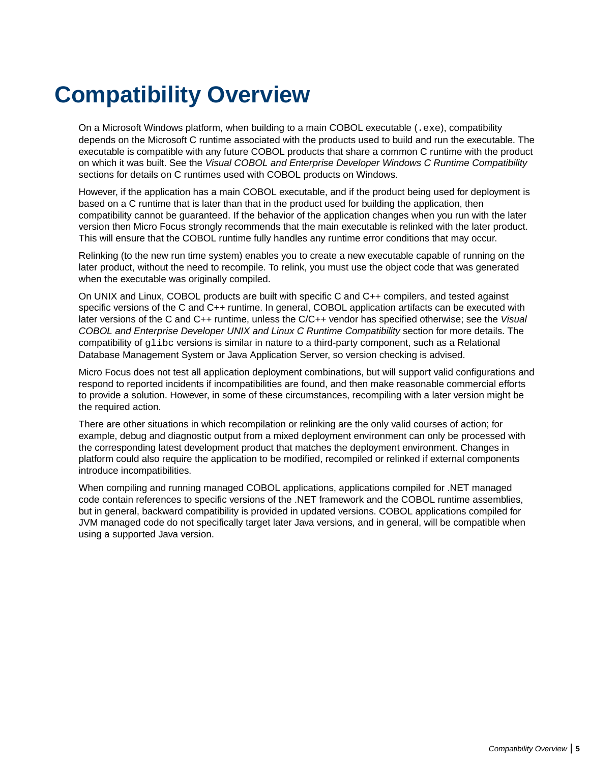# Compatibility Overview

On a Microsoft Windows platform, when building to a main COBOL executable (`.exe`), compatibility depends on the Microsoft C runtime associated with the products used to build and run the executable. The executable is compatible with any future COBOL products that share a common C runtime with the product on which it was built. See the *Visual COBOL and Enterprise Developer Windows C Runtime Compatibility* sections for details on C runtimes used with COBOL products on Windows.

However, if the application has a main COBOL executable, and if the product being used for deployment is based on a C runtime that is later than that in the product used for building the application, then compatibility cannot be guaranteed. If the behavior of the application changes when you run with the later version then Micro Focus strongly recommends that the main executable is relinked with the later product. This will ensure that the COBOL runtime fully handles any runtime error conditions that may occur.

Relinking (to the new run time system) enables you to create a new executable capable of running on the later product, without the need to recompile. To relink, you must use the object code that was generated when the executable was originally compiled.

On UNIX and Linux, COBOL products are built with specific C and C++ compilers, and tested against specific versions of the C and C++ runtime. In general, COBOL application artifacts can be executed with later versions of the C and C++ runtime, unless the C/C++ vendor has specified otherwise; see the *Visual COBOL and Enterprise Developer UNIX and Linux C Runtime Compatibility* section for more details. The compatibility of `glibc` versions is similar in nature to a third-party component, such as a Relational Database Management System or Java Application Server, so version checking is advised.

Micro Focus does not test all application deployment combinations, but will support valid configurations and respond to reported incidents if incompatibilities are found, and then make reasonable commercial efforts to provide a solution. However, in some of these circumstances, recompiling with a later version might be the required action.

There are other situations in which recompilation or relinking are the only valid courses of action; for example, debug and diagnostic output from a mixed deployment environment can only be processed with the corresponding latest development product that matches the deployment environment. Changes in platform could also require the application to be modified, recompiled or relinked if external components introduce incompatibilities.

When compiling and running managed COBOL applications, applications compiled for .NET managed code contain references to specific versions of the .NET framework and the COBOL runtime assemblies, but in general, backward compatibility is provided in updated versions. COBOL applications compiled for JVM managed code do not specifically target later Java versions, and in general, will be compatible when using a supported Java version.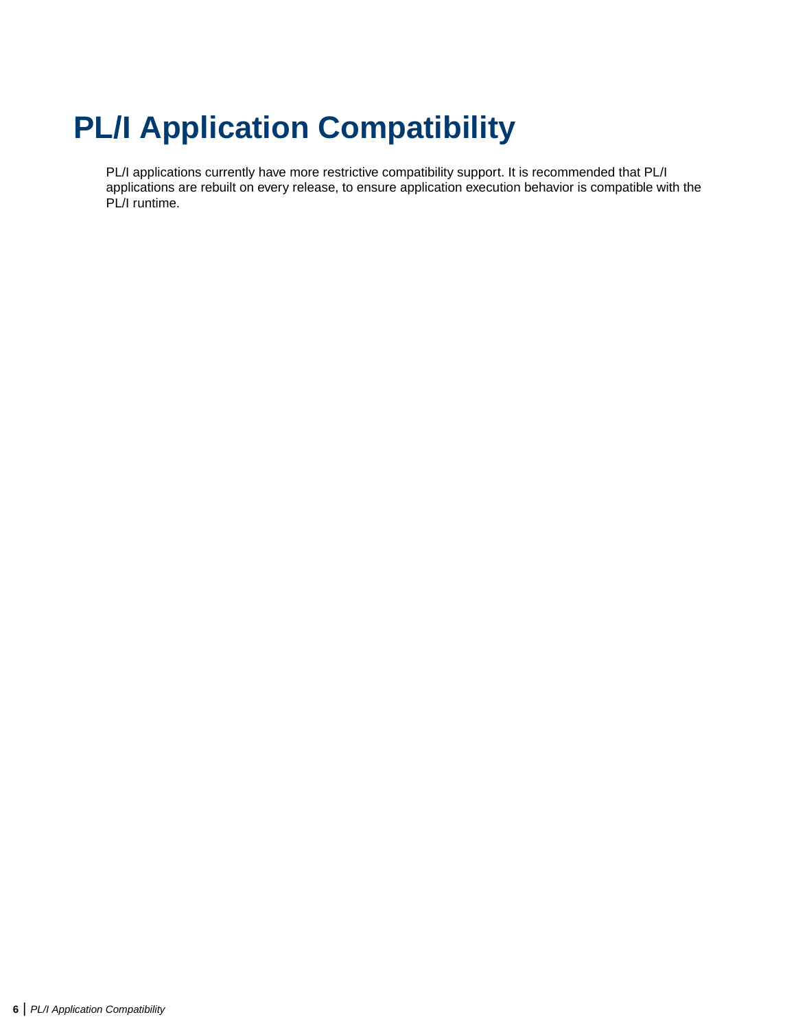# PL/I Application Compatibility

PL/I applications currently have more restrictive compatibility support. It is recommended that PL/I applications are rebuilt on every release, to ensure application execution behavior is compatible with the PL/I runtime.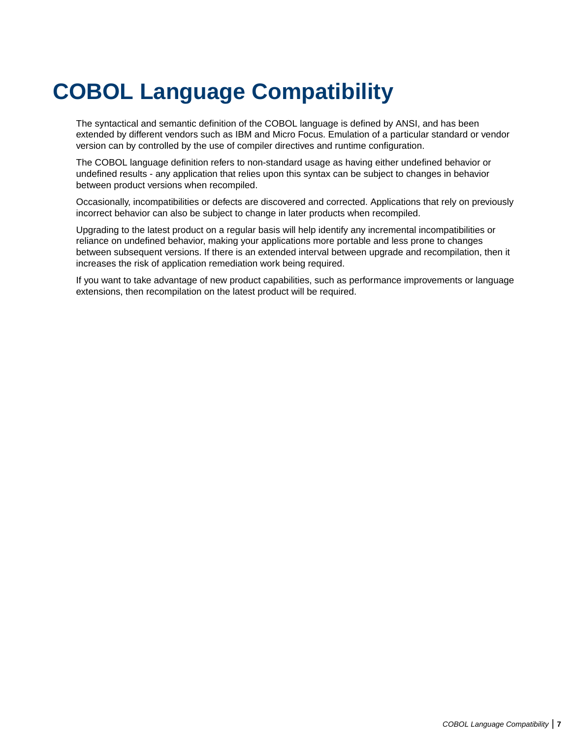# COBOL Language Compatibility

The syntactical and semantic definition of the COBOL language is defined by ANSI, and has been extended by different vendors such as IBM and Micro Focus. Emulation of a particular standard or vendor version can by controlled by the use of compiler directives and runtime configuration.

The COBOL language definition refers to non-standard usage as having either undefined behavior or undefined results - any application that relies upon this syntax can be subject to changes in behavior between product versions when recompiled.

Occasionally, incompatibilities or defects are discovered and corrected. Applications that rely on previously incorrect behavior can also be subject to change in later products when recompiled.

Upgrading to the latest product on a regular basis will help identify any incremental incompatibilities or reliance on undefined behavior, making your applications more portable and less prone to changes between subsequent versions. If there is an extended interval between upgrade and recompilation, then it increases the risk of application remediation work being required.

If you want to take advantage of new product capabilities, such as performance improvements or language extensions, then recompilation on the latest product will be required.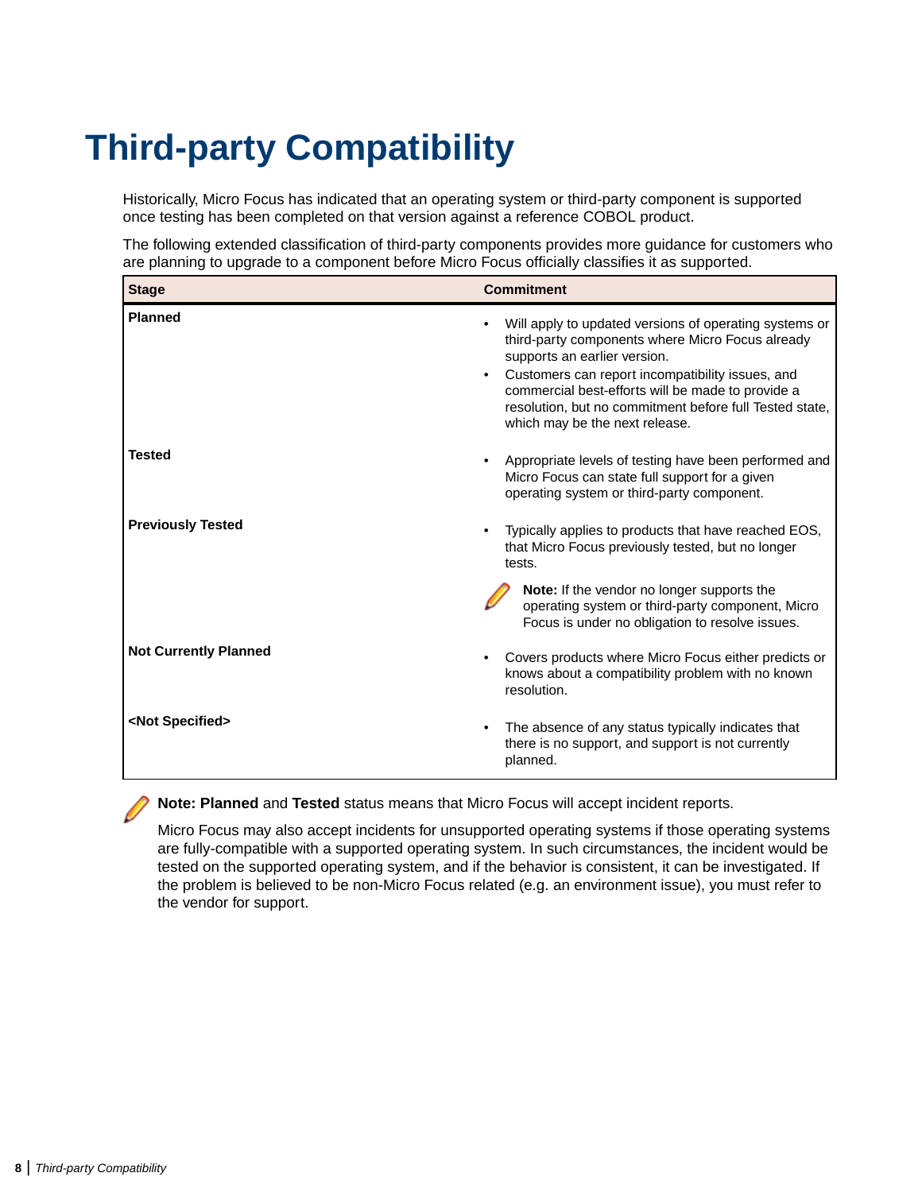# Third-party Compatibility

Historically, Micro Focus has indicated that an operating system or third-party component is supported once testing has been completed on that version against a reference COBOL product.

The following extended classification of third-party components provides more guidance for customers who are planning to upgrade to a component before Micro Focus officially classifies it as supported.

| Stage | Commitment |
|---|---|
| **Planned** | • Will apply to updated versions of operating systems or third-party components where Micro Focus already supports an earlier version.<br>• Customers can report incompatibility issues, and commercial best-efforts will be made to provide a resolution, but no commitment before full Tested state, which may be the next release. |
| **Tested** | • Appropriate levels of testing have been performed and Micro Focus can state full support for a given operating system or third-party component. |
| **Previously Tested** | • Typically applies to products that have reached EOS, that Micro Focus previously tested, but no longer tests.<br>**Note:** If the vendor no longer supports the operating system or third-party component, Micro Focus is under no obligation to resolve issues. |
| **Not Currently Planned** | • Covers products where Micro Focus either predicts or knows about a compatibility problem with no known resolution. |
| **<Not Specified>** | • The absence of any status typically indicates that there is no support, and support is not currently planned. |

**Note: Planned** and **Tested** status means that Micro Focus will accept incident reports.

Micro Focus may also accept incidents for unsupported operating systems if those operating systems are fully-compatible with a supported operating system. In such circumstances, the incident would be tested on the supported operating system, and if the behavior is consistent, it can be investigated. If the problem is believed to be non-Micro Focus related (e.g. an environment issue), you must refer to the vendor for support.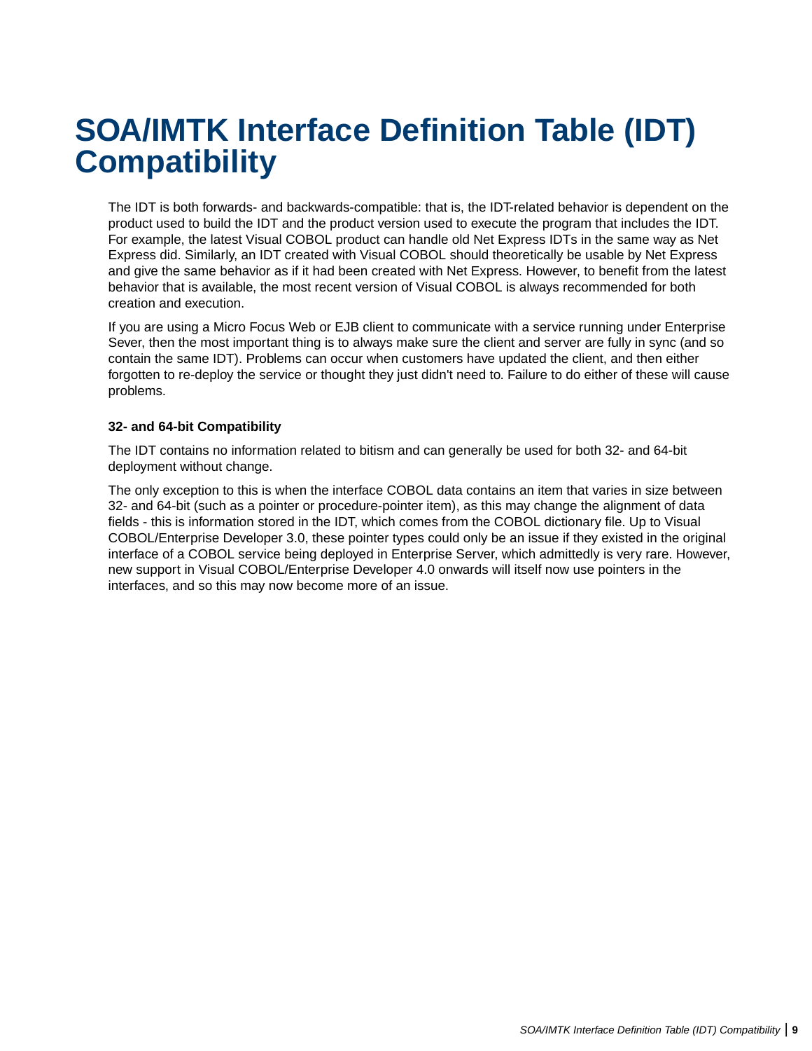# SOA/IMTK Interface Definition Table (IDT) Compatibility

The IDT is both forwards- and backwards-compatible: that is, the IDT-related behavior is dependent on the product used to build the IDT and the product version used to execute the program that includes the IDT. For example, the latest Visual COBOL product can handle old Net Express IDTs in the same way as Net Express did. Similarly, an IDT created with Visual COBOL should theoretically be usable by Net Express and give the same behavior as if it had been created with Net Express. However, to benefit from the latest behavior that is available, the most recent version of Visual COBOL is always recommended for both creation and execution.

If you are using a Micro Focus Web or EJB client to communicate with a service running under Enterprise Sever, then the most important thing is to always make sure the client and server are fully in sync (and so contain the same IDT). Problems can occur when customers have updated the client, and then either forgotten to re-deploy the service or thought they just didn't need to. Failure to do either of these will cause problems.

**32- and 64-bit Compatibility**

The IDT contains no information related to bitism and can generally be used for both 32- and 64-bit deployment without change.

The only exception to this is when the interface COBOL data contains an item that varies in size between 32- and 64-bit (such as a pointer or procedure-pointer item), as this may change the alignment of data fields - this is information stored in the IDT, which comes from the COBOL dictionary file. Up to Visual COBOL/Enterprise Developer 3.0, these pointer types could only be an issue if they existed in the original interface of a COBOL service being deployed in Enterprise Server, which admittedly is very rare. However, new support in Visual COBOL/Enterprise Developer 4.0 onwards will itself now use pointers in the interfaces, and so this may now become more of an issue.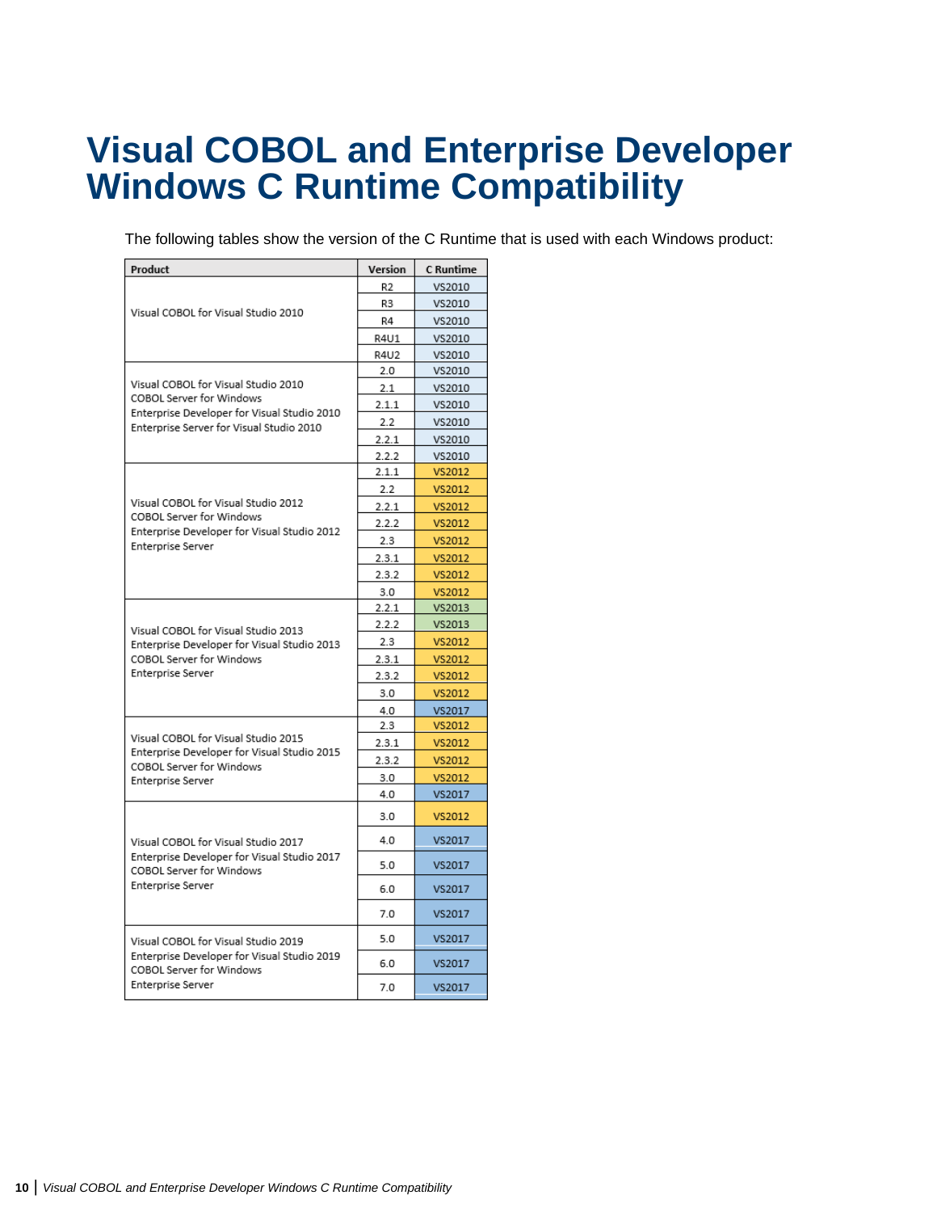# Visual COBOL and Enterprise Developer Windows C Runtime Compatibility

The following tables show the version of the C Runtime that is used with each Windows product:

| Product | Version | C Runtime |
|---|---|---|
| Visual COBOL for Visual Studio 2010 | R2 | VS2010 |
| | R3 | VS2010 |
| | R4 | VS2010 |
| | R4U1 | VS2010 |
| | R4U2 | VS2010 |
| Visual COBOL for Visual Studio 2010<br>COBOL Server for Windows<br>Enterprise Developer for Visual Studio 2010<br>Enterprise Server for Visual Studio 2010 | 2.0 | VS2010 |
| | 2.1 | VS2010 |
| | 2.1.1 | VS2010 |
| | 2.2 | VS2010 |
| | 2.2.1 | VS2010 |
| | 2.2.2 | VS2010 |
| Visual COBOL for Visual Studio 2012<br>COBOL Server for Windows<br>Enterprise Developer for Visual Studio 2012<br>Enterprise Server | 2.1.1 | VS2012 |
| | 2.2 | VS2012 |
| | 2.2.1 | VS2012 |
| | 2.2.2 | VS2012 |
| | 2.3 | VS2012 |
| | 2.3.1 | VS2012 |
| | 2.3.2 | VS2012 |
| | 3.0 | VS2012 |
| Visual COBOL for Visual Studio 2013<br>Enterprise Developer for Visual Studio 2013<br>COBOL Server for Windows<br>Enterprise Server | 2.2.1 | VS2013 |
| | 2.2.2 | VS2013 |
| | 2.3 | VS2012 |
| | 2.3.1 | VS2012 |
| | 2.3.2 | VS2012 |
| | 3.0 | VS2012 |
| | 4.0 | VS2017 |
| Visual COBOL for Visual Studio 2015<br>Enterprise Developer for Visual Studio 2015<br>COBOL Server for Windows<br>Enterprise Server | 2.3 | VS2012 |
| | 2.3.1 | VS2012 |
| | 2.3.2 | VS2012 |
| | 3.0 | VS2012 |
| | 4.0 | VS2017 |
| Visual COBOL for Visual Studio 2017<br>Enterprise Developer for Visual Studio 2017<br>COBOL Server for Windows<br>Enterprise Server | 3.0 | VS2012 |
| | 4.0 | VS2017 |
| | 5.0 | VS2017 |
| | 6.0 | VS2017 |
| | 7.0 | VS2017 |
| Visual COBOL for Visual Studio 2019<br>Enterprise Developer for Visual Studio 2019<br>COBOL Server for Windows<br>Enterprise Server | 5.0 | VS2017 |
| | 6.0 | VS2017 |
| | 7.0 | VS2017 |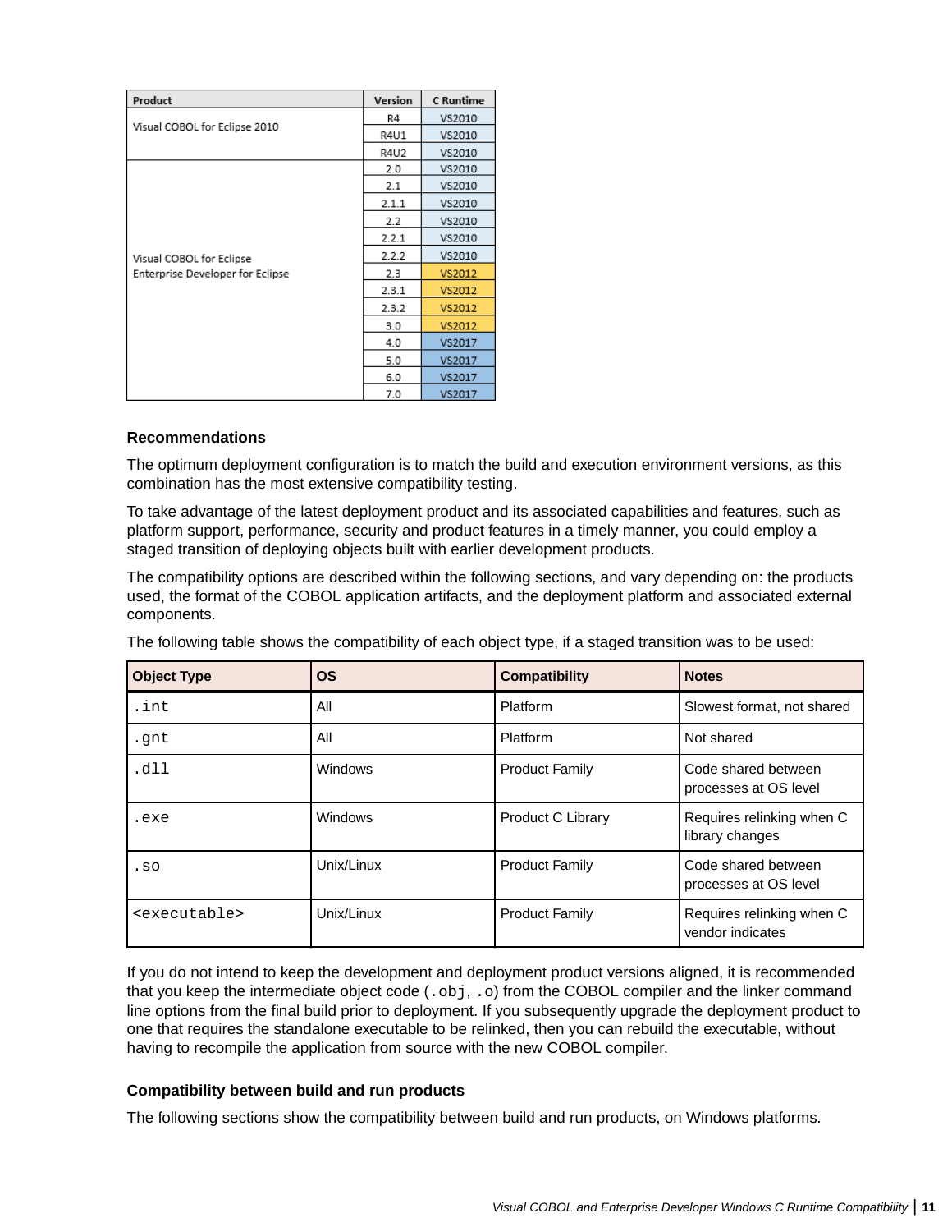| Product | Version | C Runtime |
| --- | --- | --- |
| Visual COBOL for Eclipse 2010 | R4 | VS2010 |
| | R4U1 | VS2010 |
| | R4U2 | VS2010 |
| Visual COBOL for Eclipse<br>Enterprise Developer for Eclipse | 2.0 | VS2010 |
| | 2.1 | VS2010 |
| | 2.1.1 | VS2010 |
| | 2.2 | VS2010 |
| | 2.2.1 | VS2010 |
| | 2.2.2 | VS2010 |
| | 2.3 | VS2012 |
| | 2.3.1 | VS2012 |
| | 2.3.2 | VS2012 |
| | 3.0 | VS2012 |
| | 4.0 | VS2017 |
| | 5.0 | VS2017 |
| | 6.0 | VS2017 |
| | 7.0 | VS2017 |

#### Recommendations

The optimum deployment configuration is to match the build and execution environment versions, as this combination has the most extensive compatibility testing.

To take advantage of the latest deployment product and its associated capabilities and features, such as platform support, performance, security and product features in a timely manner, you could employ a staged transition of deploying objects built with earlier development products.

The compatibility options are described within the following sections, and vary depending on: the products used, the format of the COBOL application artifacts, and the deployment platform and associated external components.

The following table shows the compatibility of each object type, if a staged transition was to be used:

| Object Type | OS | Compatibility | Notes |
| --- | --- | --- | --- |
| `.int` | All | Platform | Slowest format, not shared |
| `.gnt` | All | Platform | Not shared |
| `.dll` | Windows | Product Family | Code shared between processes at OS level |
| `.exe` | Windows | Product C Library | Requires relinking when C library changes |
| `.so` | Unix/Linux | Product Family | Code shared between processes at OS level |
| `<executable>` | Unix/Linux | Product Family | Requires relinking when C vendor indicates |

If you do not intend to keep the development and deployment product versions aligned, it is recommended that you keep the intermediate object code (`.obj`, `.o`) from the COBOL compiler and the linker command line options from the final build prior to deployment. If you subsequently upgrade the deployment product to one that requires the standalone executable to be relinked, then you can rebuild the executable, without having to recompile the application from source with the new COBOL compiler.

#### Compatibility between build and run products

The following sections show the compatibility between build and run products, on Windows platforms.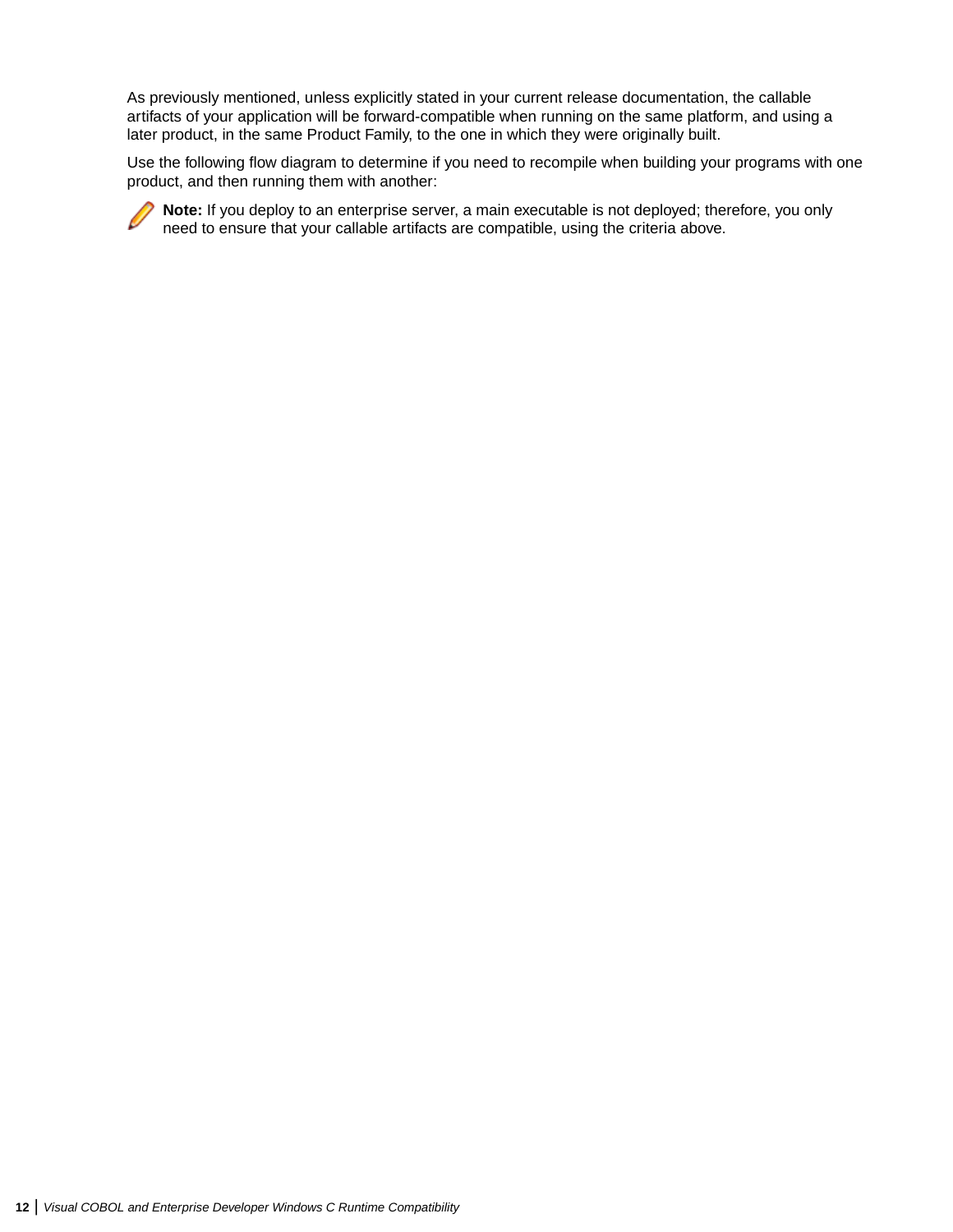As previously mentioned, unless explicitly stated in your current release documentation, the callable artifacts of your application will be forward-compatible when running on the same platform, and using a later product, in the same Product Family, to the one in which they were originally built.

Use the following flow diagram to determine if you need to recompile when building your programs with one product, and then running them with another:

**Note:** If you deploy to an enterprise server, a main executable is not deployed; therefore, you only need to ensure that your callable artifacts are compatible, using the criteria above.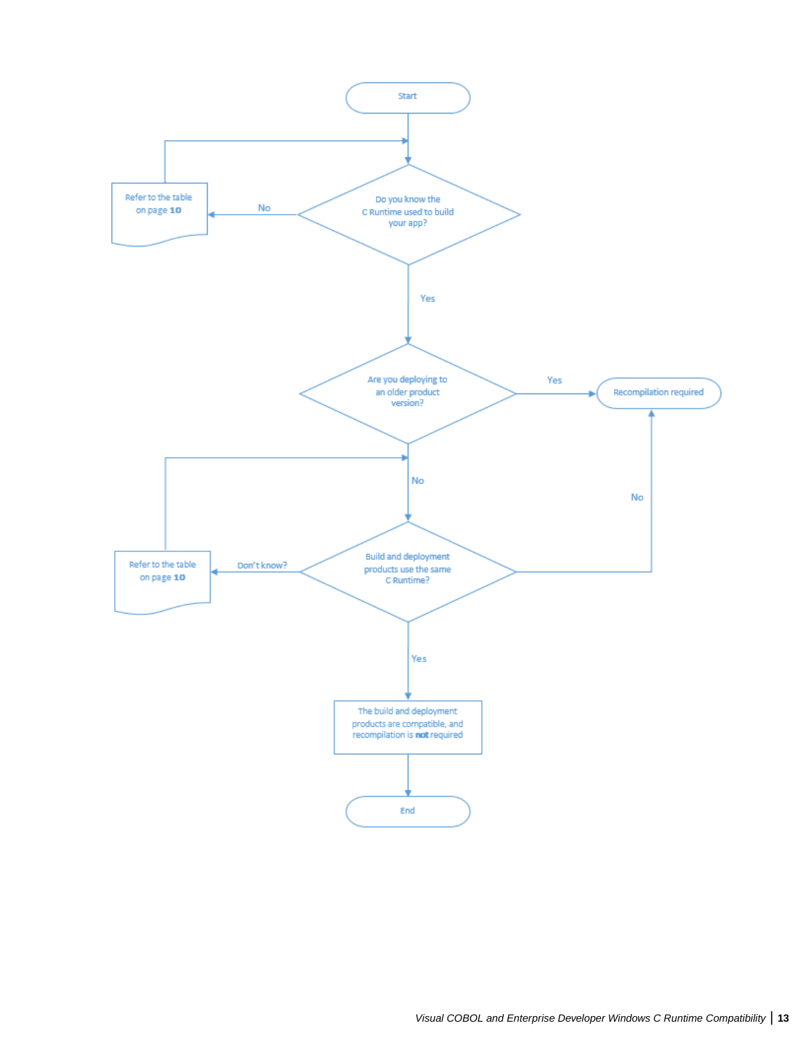Start

Do you know the C Runtime used to build your app?

No → Refer to the table on page **10**

Yes

Are you deploying to an older product version?

Yes → Recompilation required

No

Build and deployment products use the same C Runtime?

Don't know? → Refer to the table on page **10**

No → Recompilation required

Yes

The build and deployment products are compatible, and recompilation is **not** required

End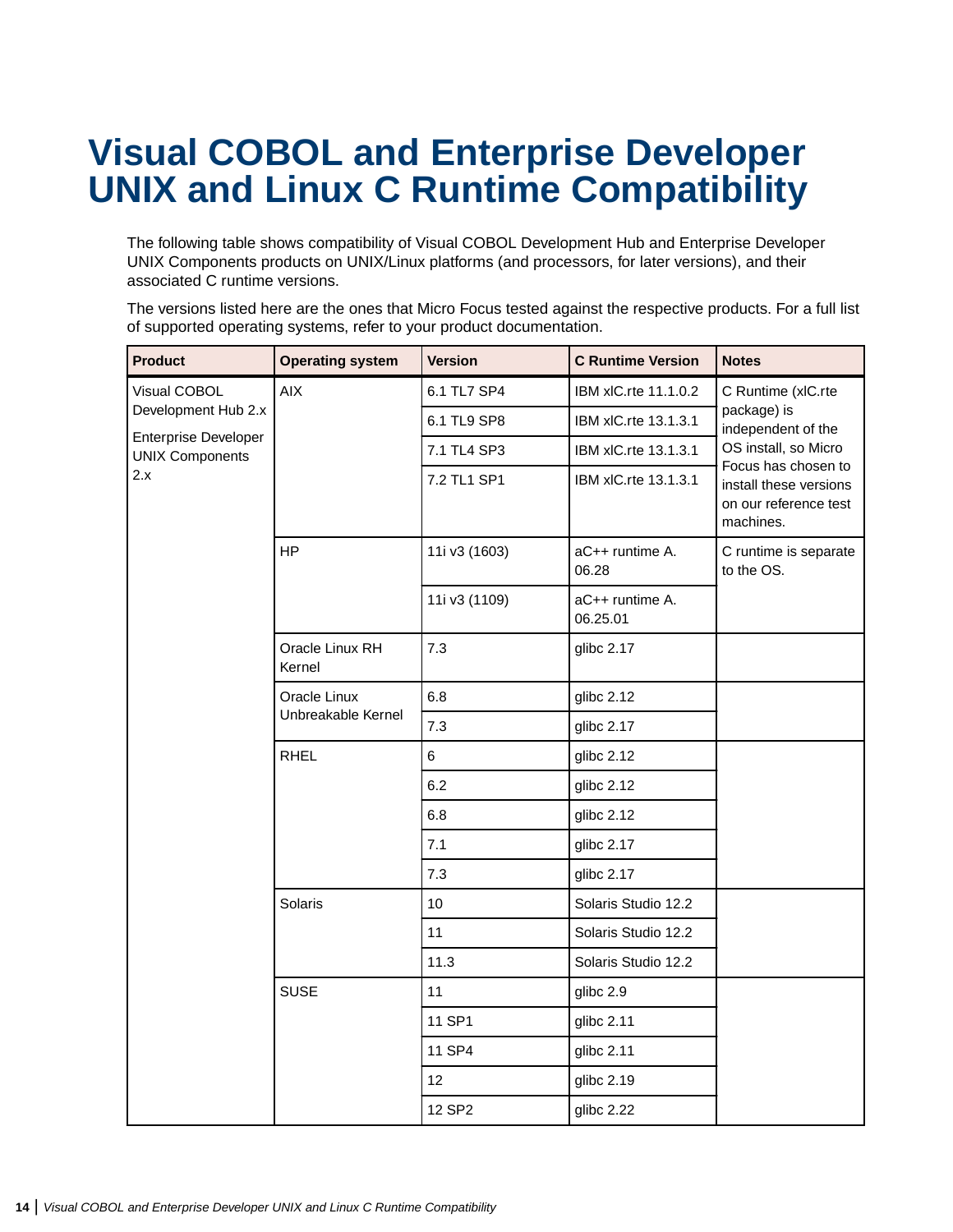# Visual COBOL and Enterprise Developer UNIX and Linux C Runtime Compatibility

The following table shows compatibility of Visual COBOL Development Hub and Enterprise Developer UNIX Components products on UNIX/Linux platforms (and processors, for later versions), and their associated C runtime versions.

The versions listed here are the ones that Micro Focus tested against the respective products. For a full list of supported operating systems, refer to your product documentation.

| Product | Operating system | Version | C Runtime Version | Notes |
|---|---|---|---|---|
| Visual COBOL Development Hub 2.x<br>Enterprise Developer UNIX Components 2.x | AIX | 6.1 TL7 SP4 | IBM xlC.rte 11.1.0.2 | C Runtime (xlC.rte package) is independent of the OS install, so Micro Focus has chosen to install these versions on our reference test machines. |
| | | 6.1 TL9 SP8 | IBM xlC.rte 13.1.3.1 | |
| | | 7.1 TL4 SP3 | IBM xlC.rte 13.1.3.1 | |
| | | 7.2 TL1 SP1 | IBM xlC.rte 13.1.3.1 | |
| | HP | 11i v3 (1603) | aC++ runtime A. 06.28 | C runtime is separate to the OS. |
| | | 11i v3 (1109) | aC++ runtime A. 06.25.01 | |
| | Oracle Linux RH Kernel | 7.3 | glibc 2.17 | |
| | Oracle Linux Unbreakable Kernel | 6.8 | glibc 2.12 | |
| | | 7.3 | glibc 2.17 | |
| | RHEL | 6 | glibc 2.12 | |
| | | 6.2 | glibc 2.12 | |
| | | 6.8 | glibc 2.12 | |
| | | 7.1 | glibc 2.17 | |
| | | 7.3 | glibc 2.17 | |
| | Solaris | 10 | Solaris Studio 12.2 | |
| | | 11 | Solaris Studio 12.2 | |
| | | 11.3 | Solaris Studio 12.2 | |
| | SUSE | 11 | glibc 2.9 | |
| | | 11 SP1 | glibc 2.11 | |
| | | 11 SP4 | glibc 2.11 | |
| | | 12 | glibc 2.19 | |
| | | 12 SP2 | glibc 2.22 | |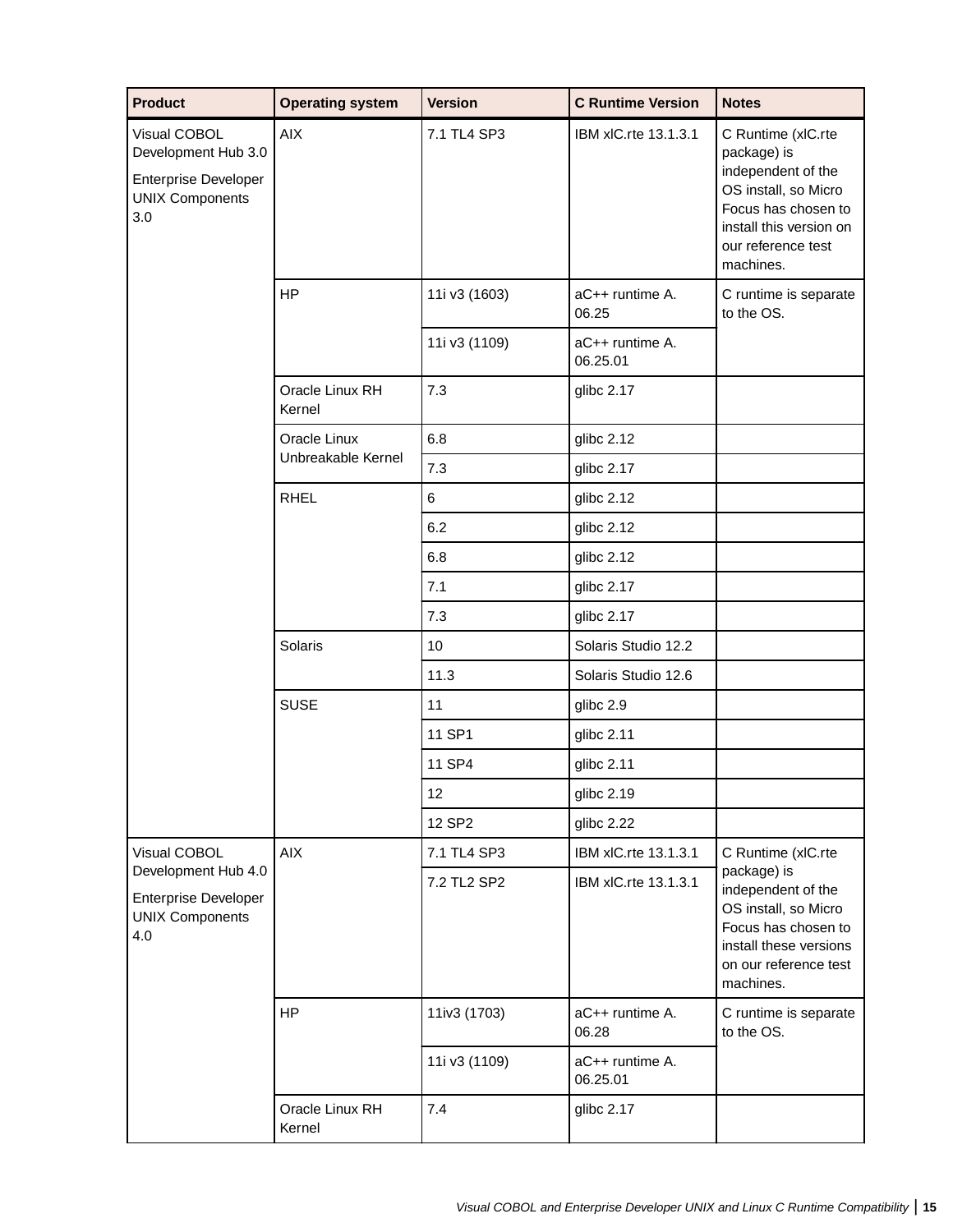| Product | Operating system | Version | C Runtime Version | Notes |
|---|---|---|---|---|
| Visual COBOL Development Hub 3.0<br>Enterprise Developer UNIX Components 3.0 | AIX | 7.1 TL4 SP3 | IBM xlC.rte 13.1.3.1 | C Runtime (xlC.rte package) is independent of the OS install, so Micro Focus has chosen to install this version on our reference test machines. |
| | HP | 11i v3 (1603) | aC++ runtime A. 06.25 | C runtime is separate to the OS. |
| | | 11i v3 (1109) | aC++ runtime A. 06.25.01 | |
| | Oracle Linux RH Kernel | 7.3 | glibc 2.17 | |
| | Oracle Linux Unbreakable Kernel | 6.8 | glibc 2.12 | |
| | | 7.3 | glibc 2.17 | |
| | RHEL | 6 | glibc 2.12 | |
| | | 6.2 | glibc 2.12 | |
| | | 6.8 | glibc 2.12 | |
| | | 7.1 | glibc 2.17 | |
| | | 7.3 | glibc 2.17 | |
| | Solaris | 10 | Solaris Studio 12.2 | |
| | | 11.3 | Solaris Studio 12.6 | |
| | SUSE | 11 | glibc 2.9 | |
| | | 11 SP1 | glibc 2.11 | |
| | | 11 SP4 | glibc 2.11 | |
| | | 12 | glibc 2.19 | |
| | | 12 SP2 | glibc 2.22 | |
| Visual COBOL Development Hub 4.0<br>Enterprise Developer UNIX Components 4.0 | AIX | 7.1 TL4 SP3 | IBM xlC.rte 13.1.3.1 | C Runtime (xlC.rte package) is independent of the OS install, so Micro Focus has chosen to install these versions on our reference test machines. |
| | | 7.2 TL2 SP2 | IBM xlC.rte 13.1.3.1 | |
| | HP | 11iv3 (1703) | aC++ runtime A. 06.28 | C runtime is separate to the OS. |
| | | 11i v3 (1109) | aC++ runtime A. 06.25.01 | |
| | Oracle Linux RH Kernel | 7.4 | glibc 2.17 | |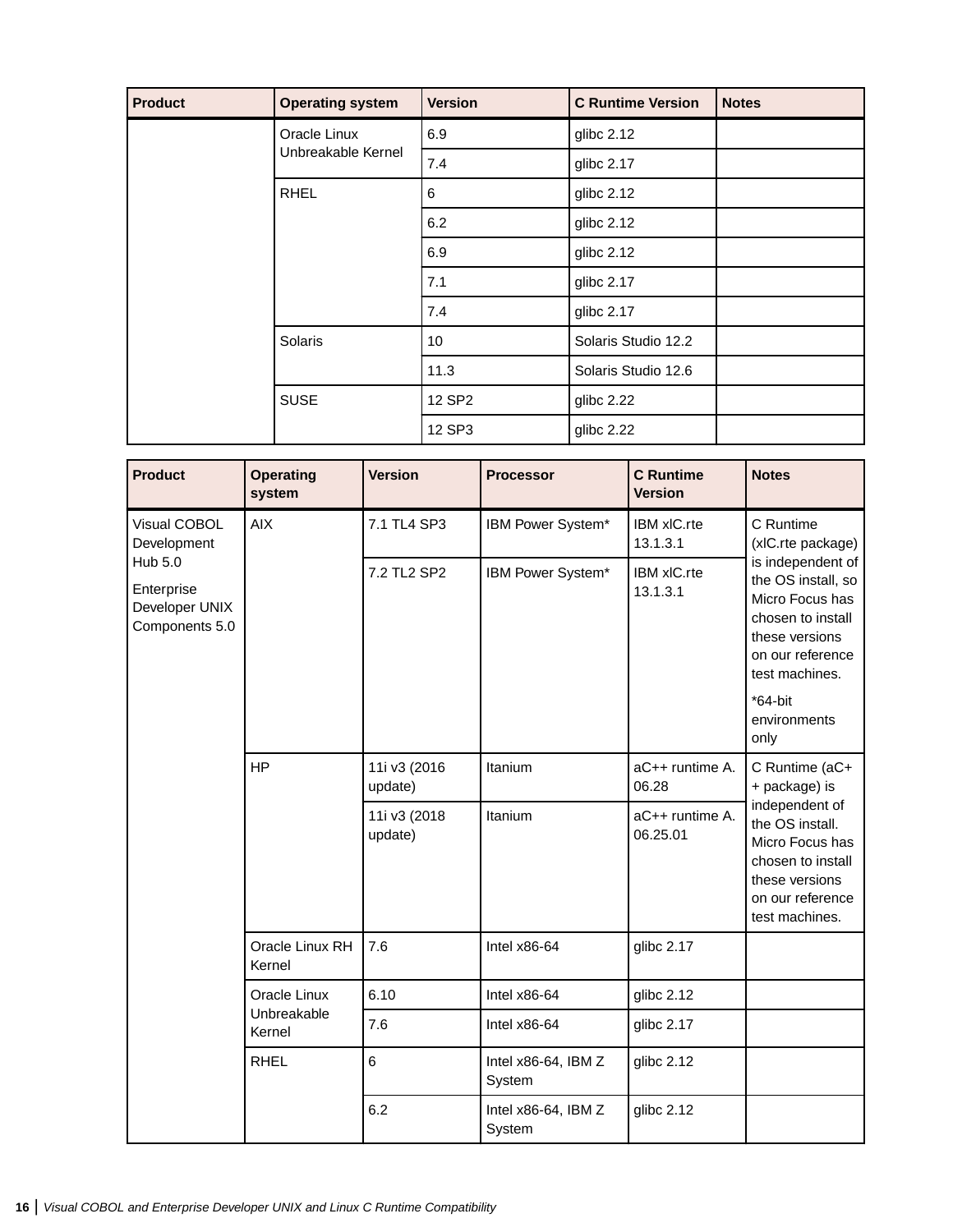| Product | Operating system | Version | C Runtime Version | Notes |
|---|---|---|---|---|
| | Oracle Linux Unbreakable Kernel | 6.9 | glibc 2.12 | |
| | | 7.4 | glibc 2.17 | |
| | RHEL | 6 | glibc 2.12 | |
| | | 6.2 | glibc 2.12 | |
| | | 6.9 | glibc 2.12 | |
| | | 7.1 | glibc 2.17 | |
| | | 7.4 | glibc 2.17 | |
| | Solaris | 10 | Solaris Studio 12.2 | |
| | | 11.3 | Solaris Studio 12.6 | |
| | SUSE | 12 SP2 | glibc 2.22 | |
| | | 12 SP3 | glibc 2.22 | |

| Product | Operating system | Version | Processor | C Runtime Version | Notes |
|---|---|---|---|---|---|
| Visual COBOL Development Hub 5.0<br>Enterprise Developer UNIX Components 5.0 | AIX | 7.1 TL4 SP3 | IBM Power System* | IBM xlC.rte 13.1.3.1 | C Runtime (xlC.rte package) is independent of the OS install, so Micro Focus has chosen to install these versions on our reference test machines.<br>*64-bit environments only |
| | | 7.2 TL2 SP2 | IBM Power System* | IBM xlC.rte 13.1.3.1 | |
| | HP | 11i v3 (2016 update) | Itanium | aC++ runtime A. 06.28 | C Runtime (aC++ package) is independent of the OS install. Micro Focus has chosen to install these versions on our reference test machines. |
| | | 11i v3 (2018 update) | Itanium | aC++ runtime A. 06.25.01 | |
| | Oracle Linux RH Kernel | 7.6 | Intel x86-64 | glibc 2.17 | |
| | Oracle Linux Unbreakable Kernel | 6.10 | Intel x86-64 | glibc 2.12 | |
| | | 7.6 | Intel x86-64 | glibc 2.17 | |
| | RHEL | 6 | Intel x86-64, IBM Z System | glibc 2.12 | |
| | | 6.2 | Intel x86-64, IBM Z System | glibc 2.12 | |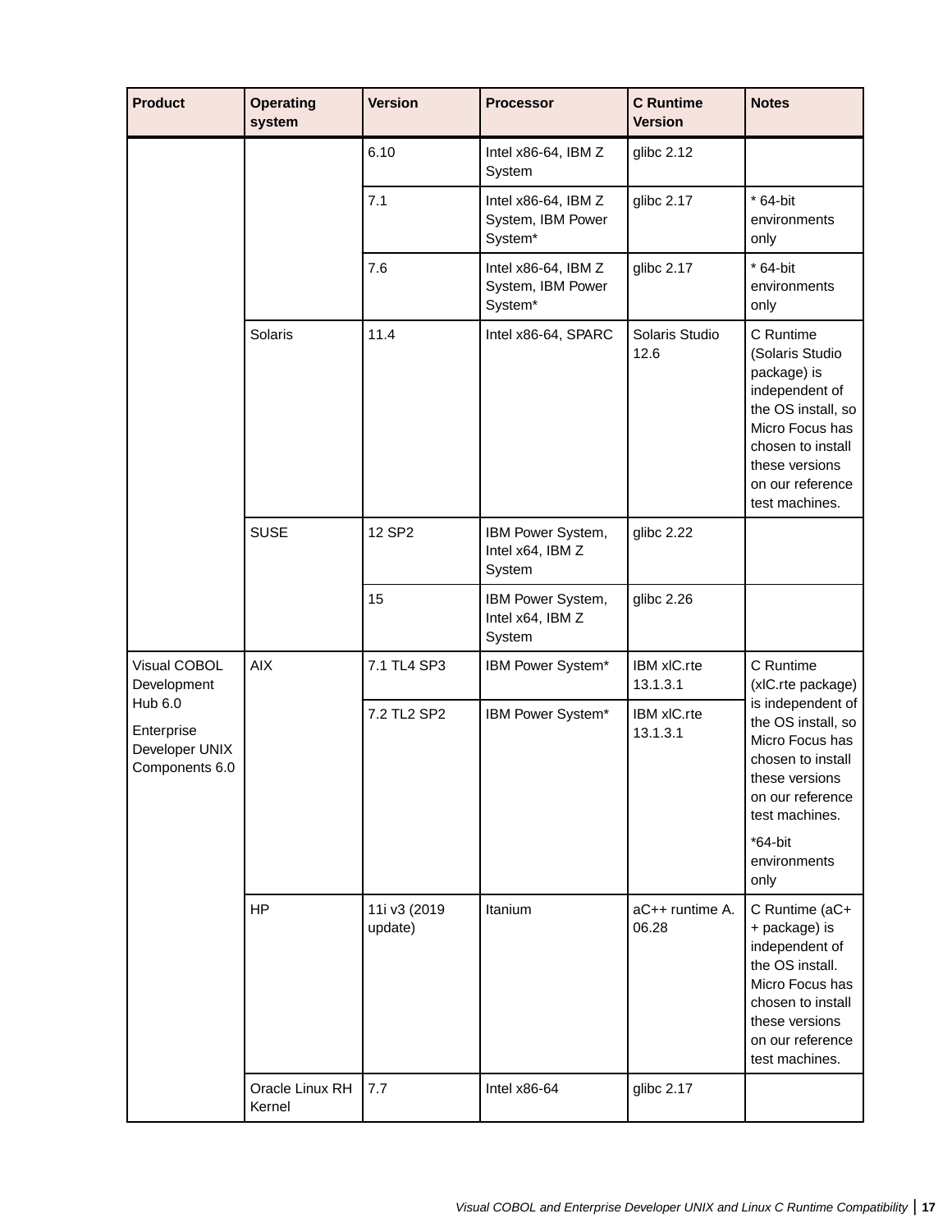| Product | Operating system | Version | Processor | C Runtime Version | Notes |
| --- | --- | --- | --- | --- | --- |
| | | 6.10 | Intel x86-64, IBM Z System | glibc 2.12 | |
| | | 7.1 | Intel x86-64, IBM Z System, IBM Power System* | glibc 2.17 | * 64-bit environments only |
| | | 7.6 | Intel x86-64, IBM Z System, IBM Power System* | glibc 2.17 | * 64-bit environments only |
| | Solaris | 11.4 | Intel x86-64, SPARC | Solaris Studio 12.6 | C Runtime (Solaris Studio package) is independent of the OS install, so Micro Focus has chosen to install these versions on our reference test machines. |
| | SUSE | 12 SP2 | IBM Power System, Intel x64, IBM Z System | glibc 2.22 | |
| | | 15 | IBM Power System, Intel x64, IBM Z System | glibc 2.26 | |
| Visual COBOL Development Hub 6.0<br><br>Enterprise Developer UNIX Components 6.0 | AIX | 7.1 TL4 SP3 | IBM Power System* | IBM xlC.rte 13.1.3.1 | C Runtime (xlC.rte package) is independent of the OS install, so Micro Focus has chosen to install these versions on our reference test machines.<br><br>*64-bit environments only |
| | | 7.2 TL2 SP2 | IBM Power System* | IBM xlC.rte 13.1.3.1 | |
| | HP | 11i v3 (2019 update) | Itanium | aC++ runtime A.06.28 | C Runtime (aC++ package) is independent of the OS install. Micro Focus has chosen to install these versions on our reference test machines. |
| | Oracle Linux RH Kernel | 7.7 | Intel x86-64 | glibc 2.17 | |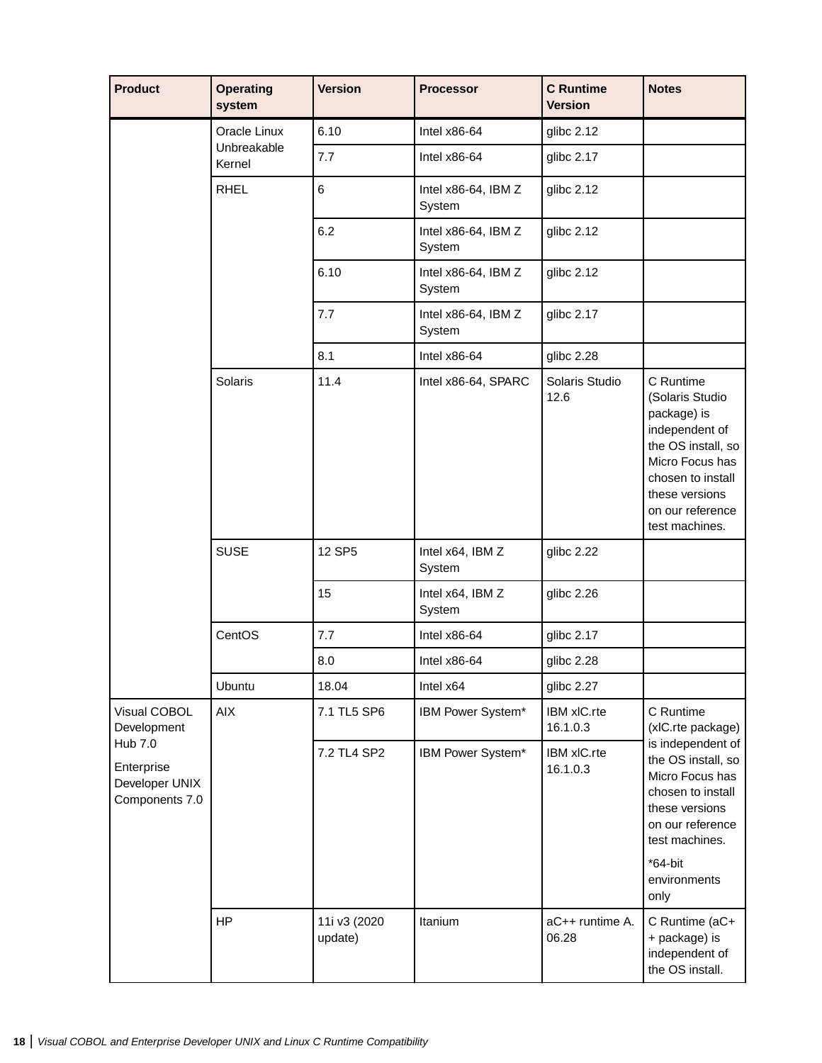| Product | Operating system | Version | Processor | C Runtime Version | Notes |
|---|---|---|---|---|---|
| | Oracle Linux Unbreakable Kernel | 6.10 | Intel x86-64 | glibc 2.12 | |
| | | 7.7 | Intel x86-64 | glibc 2.17 | |
| | RHEL | 6 | Intel x86-64, IBM Z System | glibc 2.12 | |
| | | 6.2 | Intel x86-64, IBM Z System | glibc 2.12 | |
| | | 6.10 | Intel x86-64, IBM Z System | glibc 2.12 | |
| | | 7.7 | Intel x86-64, IBM Z System | glibc 2.17 | |
| | | 8.1 | Intel x86-64 | glibc 2.28 | |
| | Solaris | 11.4 | Intel x86-64, SPARC | Solaris Studio 12.6 | C Runtime (Solaris Studio package) is independent of the OS install, so Micro Focus has chosen to install these versions on our reference test machines. |
| | SUSE | 12 SP5 | Intel x64, IBM Z System | glibc 2.22 | |
| | | 15 | Intel x64, IBM Z System | glibc 2.26 | |
| | CentOS | 7.7 | Intel x86-64 | glibc 2.17 | |
| | | 8.0 | Intel x86-64 | glibc 2.28 | |
| | Ubuntu | 18.04 | Intel x64 | glibc 2.27 | |
| Visual COBOL Development Hub 7.0<br>Enterprise Developer UNIX Components 7.0 | AIX | 7.1 TL5 SP6 | IBM Power System* | IBM xlC.rte 16.1.0.3 | C Runtime (xlC.rte package) is independent of the OS install, so Micro Focus has chosen to install these versions on our reference test machines.<br>*64-bit environments only |
| | | 7.2 TL4 SP2 | IBM Power System* | IBM xlC.rte 16.1.0.3 | |
| | HP | 11i v3 (2020 update) | Itanium | aC++ runtime A. 06.28 | C Runtime (aC++ package) is independent of the OS install. |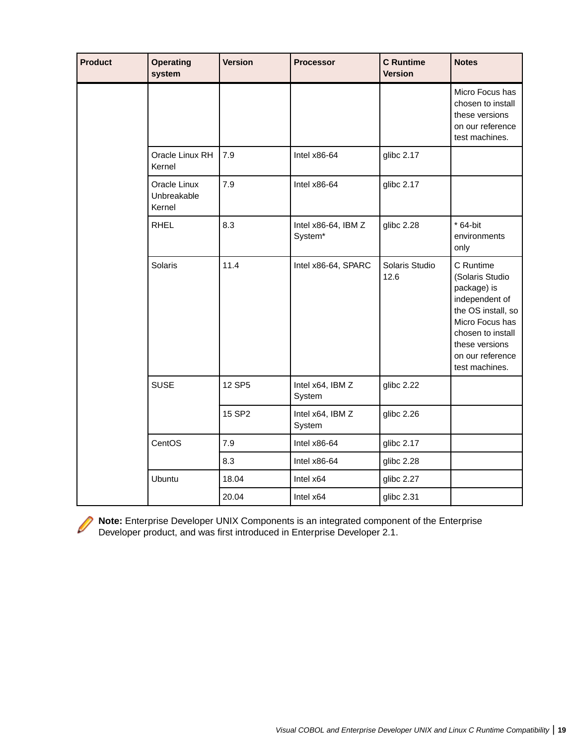| Product | Operating system | Version | Processor | C Runtime Version | Notes |
|---|---|---|---|---|---|
| | | | | | Micro Focus has chosen to install these versions on our reference test machines. |
| | Oracle Linux RH Kernel | 7.9 | Intel x86-64 | glibc 2.17 | |
| | Oracle Linux Unbreakable Kernel | 7.9 | Intel x86-64 | glibc 2.17 | |
| | RHEL | 8.3 | Intel x86-64, IBM Z System* | glibc 2.28 | * 64-bit environments only |
| | Solaris | 11.4 | Intel x86-64, SPARC | Solaris Studio 12.6 | C Runtime (Solaris Studio package) is independent of the OS install, so Micro Focus has chosen to install these versions on our reference test machines. |
| | SUSE | 12 SP5 | Intel x64, IBM Z System | glibc 2.22 | |
| | | 15 SP2 | Intel x64, IBM Z System | glibc 2.26 | |
| | CentOS | 7.9 | Intel x86-64 | glibc 2.17 | |
| | | 8.3 | Intel x86-64 | glibc 2.28 | |
| | Ubuntu | 18.04 | Intel x64 | glibc 2.27 | |
| | | 20.04 | Intel x64 | glibc 2.31 | |

**Note:** Enterprise Developer UNIX Components is an integrated component of the Enterprise Developer product, and was first introduced in Enterprise Developer 2.1.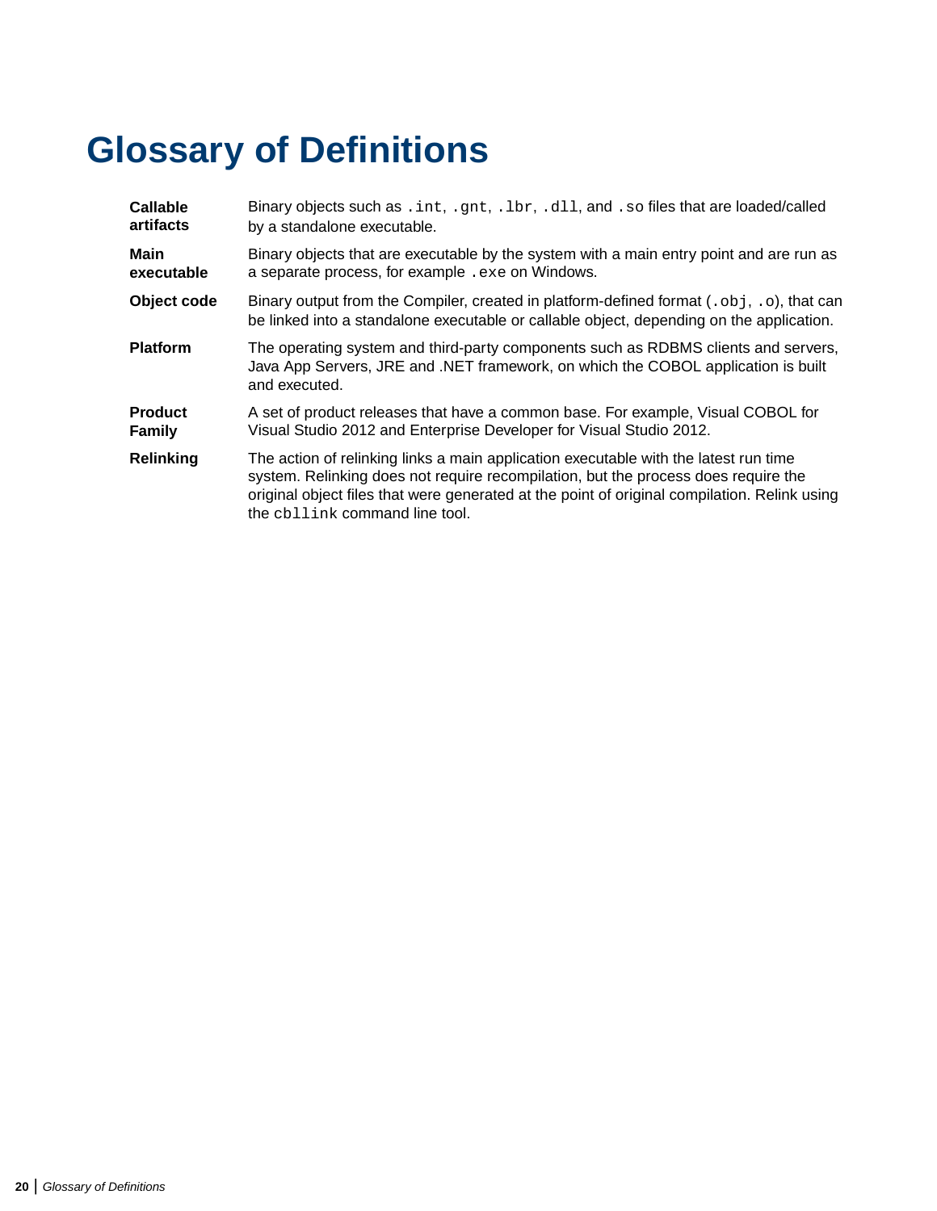# Glossary of Definitions

**Callable artifacts**
: Binary objects such as `.int`, `.gnt`, `.lbr`, `.dll`, and `.so` files that are loaded/called by a standalone executable.

**Main executable**
: Binary objects that are executable by the system with a main entry point and are run as a separate process, for example `.exe` on Windows.

**Object code**
: Binary output from the Compiler, created in platform-defined format (`.obj`, `.o`), that can be linked into a standalone executable or callable object, depending on the application.

**Platform**
: The operating system and third-party components such as RDBMS clients and servers, Java App Servers, JRE and .NET framework, on which the COBOL application is built and executed.

**Product Family**
: A set of product releases that have a common base. For example, Visual COBOL for Visual Studio 2012 and Enterprise Developer for Visual Studio 2012.

**Relinking**
: The action of relinking links a main application executable with the latest run time system. Relinking does not require recompilation, but the process does require the original object files that were generated at the point of original compilation. Relink using the `cbllink` command line tool.